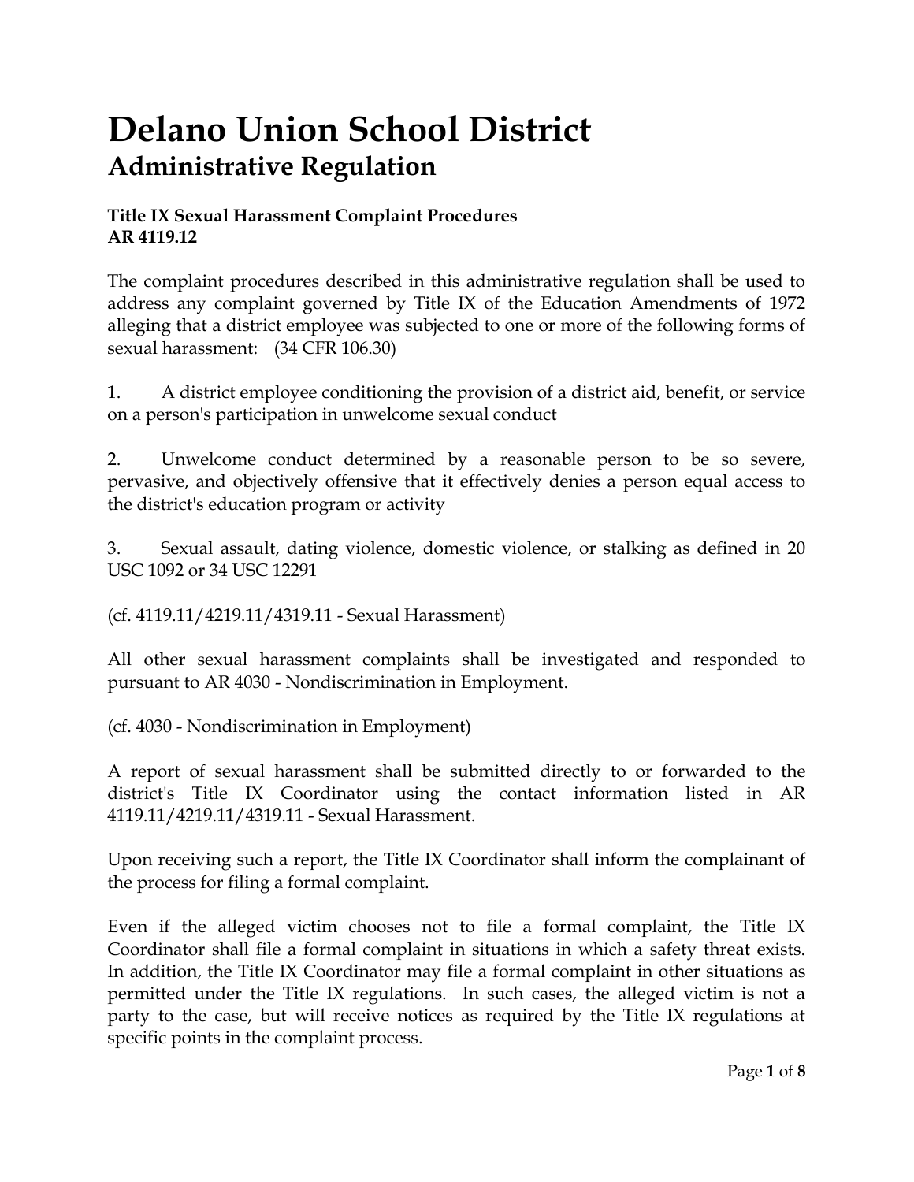# Delano Union School District

## Administrative Regulation

**Title IX Sexual Harassment Complaint Procedures**
**AR 4119.12**

The complaint procedures described in this administrative regulation shall be used to address any complaint governed by Title IX of the Education Amendments of 1972 alleging that a district employee was subjected to one or more of the following forms of sexual harassment: (34 CFR 106.30)

1. A district employee conditioning the provision of a district aid, benefit, or service on a person's participation in unwelcome sexual conduct

2. Unwelcome conduct determined by a reasonable person to be so severe, pervasive, and objectively offensive that it effectively denies a person equal access to the district's education program or activity

3. Sexual assault, dating violence, domestic violence, or stalking as defined in 20 USC 1092 or 34 USC 12291

(cf. 4119.11/4219.11/4319.11 - Sexual Harassment)

All other sexual harassment complaints shall be investigated and responded to pursuant to AR 4030 - Nondiscrimination in Employment.

(cf. 4030 - Nondiscrimination in Employment)

A report of sexual harassment shall be submitted directly to or forwarded to the district's Title IX Coordinator using the contact information listed in AR 4119.11/4219.11/4319.11 - Sexual Harassment.

Upon receiving such a report, the Title IX Coordinator shall inform the complainant of the process for filing a formal complaint.

Even if the alleged victim chooses not to file a formal complaint, the Title IX Coordinator shall file a formal complaint in situations in which a safety threat exists. In addition, the Title IX Coordinator may file a formal complaint in other situations as permitted under the Title IX regulations. In such cases, the alleged victim is not a party to the case, but will receive notices as required by the Title IX regulations at specific points in the complaint process.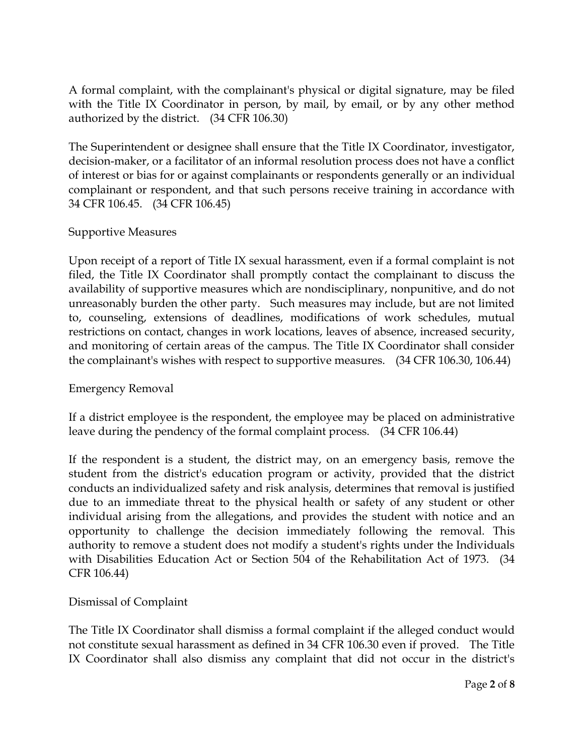A formal complaint, with the complainant's physical or digital signature, may be filed with the Title IX Coordinator in person, by mail, by email, or by any other method authorized by the district. (34 CFR 106.30)

The Superintendent or designee shall ensure that the Title IX Coordinator, investigator, decision-maker, or a facilitator of an informal resolution process does not have a conflict of interest or bias for or against complainants or respondents generally or an individual complainant or respondent, and that such persons receive training in accordance with 34 CFR 106.45. (34 CFR 106.45)

Supportive Measures

Upon receipt of a report of Title IX sexual harassment, even if a formal complaint is not filed, the Title IX Coordinator shall promptly contact the complainant to discuss the availability of supportive measures which are nondisciplinary, nonpunitive, and do not unreasonably burden the other party. Such measures may include, but are not limited to, counseling, extensions of deadlines, modifications of work schedules, mutual restrictions on contact, changes in work locations, leaves of absence, increased security, and monitoring of certain areas of the campus. The Title IX Coordinator shall consider the complainant's wishes with respect to supportive measures. (34 CFR 106.30, 106.44)

Emergency Removal

If a district employee is the respondent, the employee may be placed on administrative leave during the pendency of the formal complaint process. (34 CFR 106.44)

If the respondent is a student, the district may, on an emergency basis, remove the student from the district's education program or activity, provided that the district conducts an individualized safety and risk analysis, determines that removal is justified due to an immediate threat to the physical health or safety of any student or other individual arising from the allegations, and provides the student with notice and an opportunity to challenge the decision immediately following the removal. This authority to remove a student does not modify a student's rights under the Individuals with Disabilities Education Act or Section 504 of the Rehabilitation Act of 1973. (34 CFR 106.44)

Dismissal of Complaint

The Title IX Coordinator shall dismiss a formal complaint if the alleged conduct would not constitute sexual harassment as defined in 34 CFR 106.30 even if proved. The Title IX Coordinator shall also dismiss any complaint that did not occur in the district's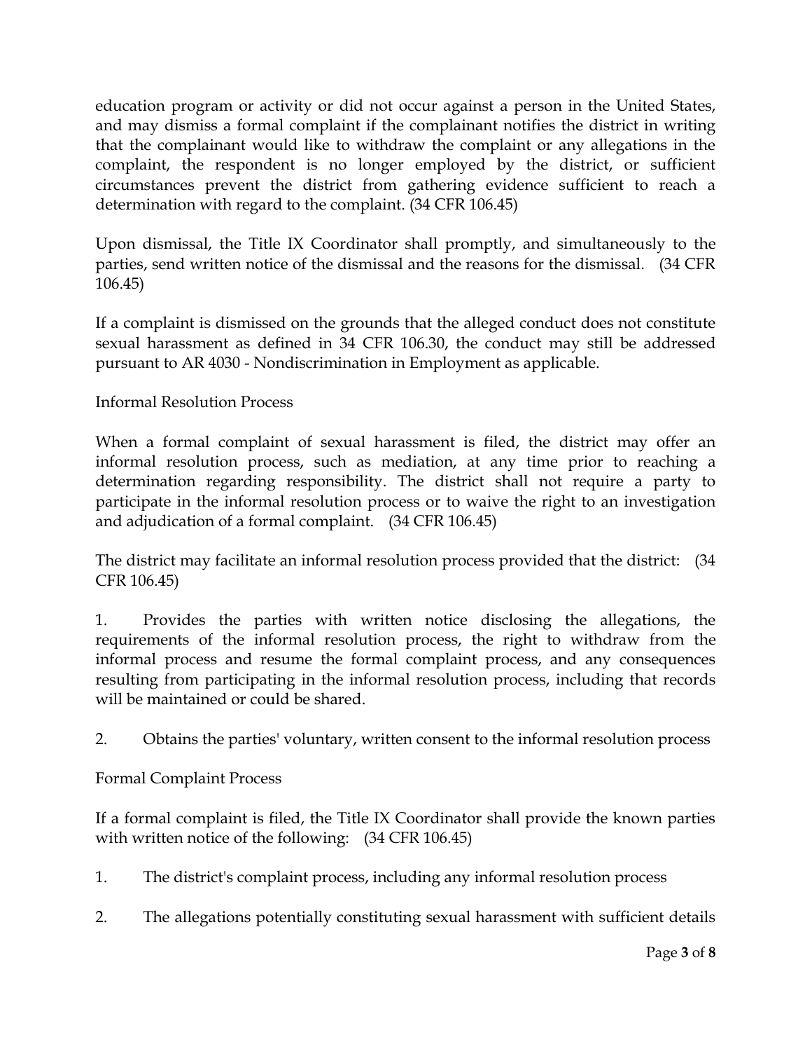education program or activity or did not occur against a person in the United States, and may dismiss a formal complaint if the complainant notifies the district in writing that the complainant would like to withdraw the complaint or any allegations in the complaint, the respondent is no longer employed by the district, or sufficient circumstances prevent the district from gathering evidence sufficient to reach a determination with regard to the complaint. (34 CFR 106.45)

Upon dismissal, the Title IX Coordinator shall promptly, and simultaneously to the parties, send written notice of the dismissal and the reasons for the dismissal. (34 CFR 106.45)

If a complaint is dismissed on the grounds that the alleged conduct does not constitute sexual harassment as defined in 34 CFR 106.30, the conduct may still be addressed pursuant to AR 4030 - Nondiscrimination in Employment as applicable.

Informal Resolution Process

When a formal complaint of sexual harassment is filed, the district may offer an informal resolution process, such as mediation, at any time prior to reaching a determination regarding responsibility. The district shall not require a party to participate in the informal resolution process or to waive the right to an investigation and adjudication of a formal complaint. (34 CFR 106.45)

The district may facilitate an informal resolution process provided that the district: (34 CFR 106.45)

1. Provides the parties with written notice disclosing the allegations, the requirements of the informal resolution process, the right to withdraw from the informal process and resume the formal complaint process, and any consequences resulting from participating in the informal resolution process, including that records will be maintained or could be shared.

2. Obtains the parties' voluntary, written consent to the informal resolution process

Formal Complaint Process

If a formal complaint is filed, the Title IX Coordinator shall provide the known parties with written notice of the following: (34 CFR 106.45)

1. The district's complaint process, including any informal resolution process

2. The allegations potentially constituting sexual harassment with sufficient details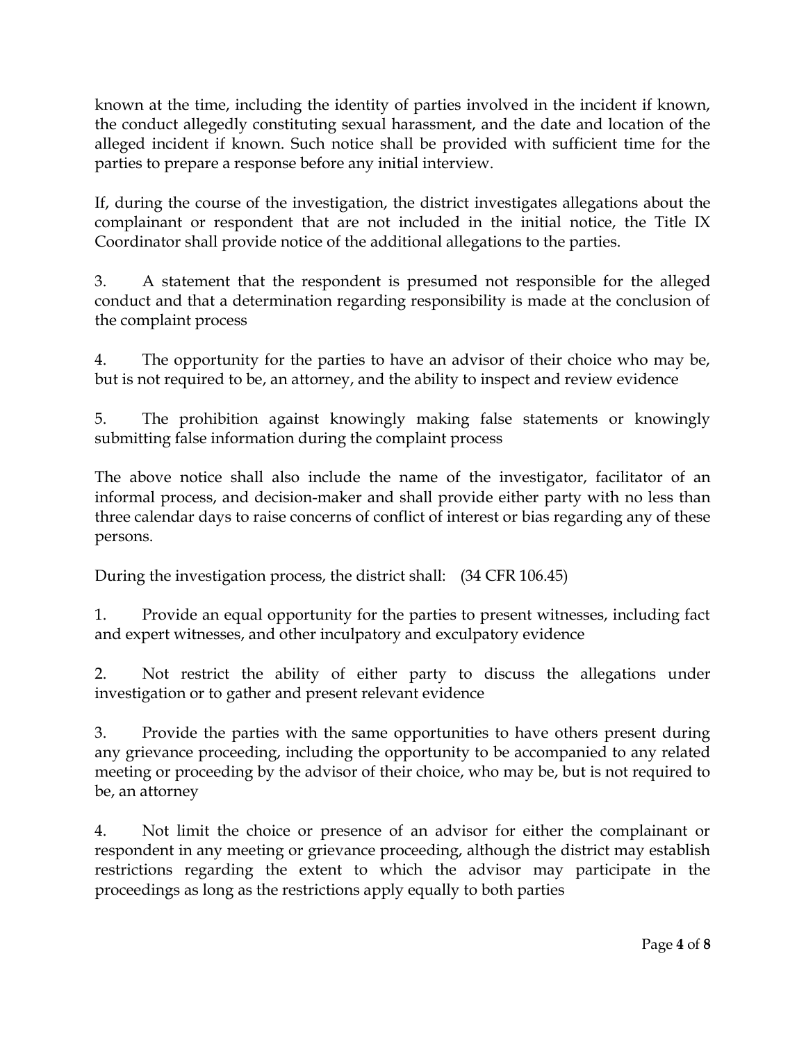known at the time, including the identity of parties involved in the incident if known, the conduct allegedly constituting sexual harassment, and the date and location of the alleged incident if known. Such notice shall be provided with sufficient time for the parties to prepare a response before any initial interview.

If, during the course of the investigation, the district investigates allegations about the complainant or respondent that are not included in the initial notice, the Title IX Coordinator shall provide notice of the additional allegations to the parties.

3. A statement that the respondent is presumed not responsible for the alleged conduct and that a determination regarding responsibility is made at the conclusion of the complaint process

4. The opportunity for the parties to have an advisor of their choice who may be, but is not required to be, an attorney, and the ability to inspect and review evidence

5. The prohibition against knowingly making false statements or knowingly submitting false information during the complaint process

The above notice shall also include the name of the investigator, facilitator of an informal process, and decision-maker and shall provide either party with no less than three calendar days to raise concerns of conflict of interest or bias regarding any of these persons.

During the investigation process, the district shall: (34 CFR 106.45)

1. Provide an equal opportunity for the parties to present witnesses, including fact and expert witnesses, and other inculpatory and exculpatory evidence

2. Not restrict the ability of either party to discuss the allegations under investigation or to gather and present relevant evidence

3. Provide the parties with the same opportunities to have others present during any grievance proceeding, including the opportunity to be accompanied to any related meeting or proceeding by the advisor of their choice, who may be, but is not required to be, an attorney

4. Not limit the choice or presence of an advisor for either the complainant or respondent in any meeting or grievance proceeding, although the district may establish restrictions regarding the extent to which the advisor may participate in the proceedings as long as the restrictions apply equally to both parties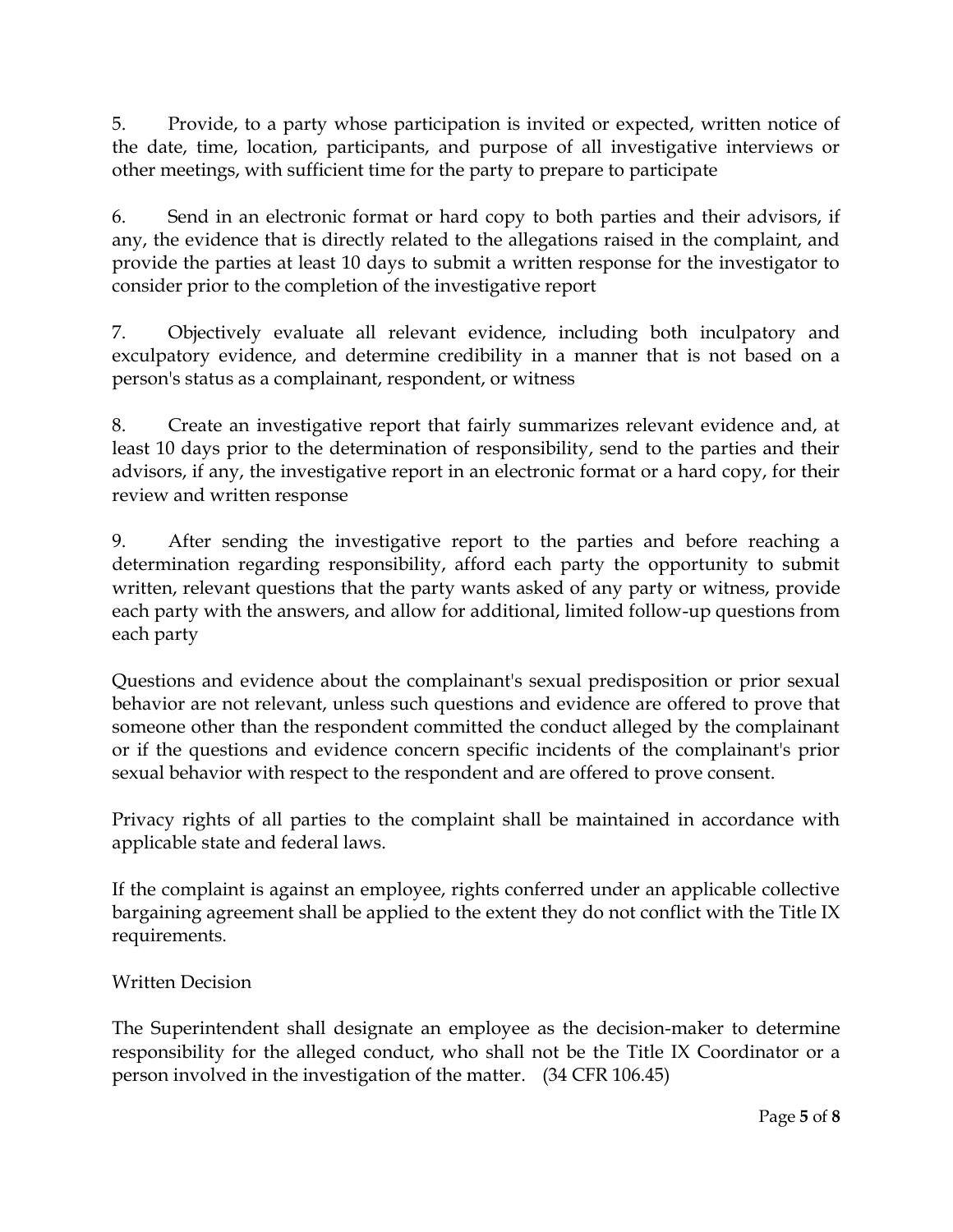5. Provide, to a party whose participation is invited or expected, written notice of the date, time, location, participants, and purpose of all investigative interviews or other meetings, with sufficient time for the party to prepare to participate

6. Send in an electronic format or hard copy to both parties and their advisors, if any, the evidence that is directly related to the allegations raised in the complaint, and provide the parties at least 10 days to submit a written response for the investigator to consider prior to the completion of the investigative report

7. Objectively evaluate all relevant evidence, including both inculpatory and exculpatory evidence, and determine credibility in a manner that is not based on a person's status as a complainant, respondent, or witness

8. Create an investigative report that fairly summarizes relevant evidence and, at least 10 days prior to the determination of responsibility, send to the parties and their advisors, if any, the investigative report in an electronic format or a hard copy, for their review and written response

9. After sending the investigative report to the parties and before reaching a determination regarding responsibility, afford each party the opportunity to submit written, relevant questions that the party wants asked of any party or witness, provide each party with the answers, and allow for additional, limited follow-up questions from each party

Questions and evidence about the complainant's sexual predisposition or prior sexual behavior are not relevant, unless such questions and evidence are offered to prove that someone other than the respondent committed the conduct alleged by the complainant or if the questions and evidence concern specific incidents of the complainant's prior sexual behavior with respect to the respondent and are offered to prove consent.

Privacy rights of all parties to the complaint shall be maintained in accordance with applicable state and federal laws.

If the complaint is against an employee, rights conferred under an applicable collective bargaining agreement shall be applied to the extent they do not conflict with the Title IX requirements.

Written Decision

The Superintendent shall designate an employee as the decision-maker to determine responsibility for the alleged conduct, who shall not be the Title IX Coordinator or a person involved in the investigation of the matter. (34 CFR 106.45)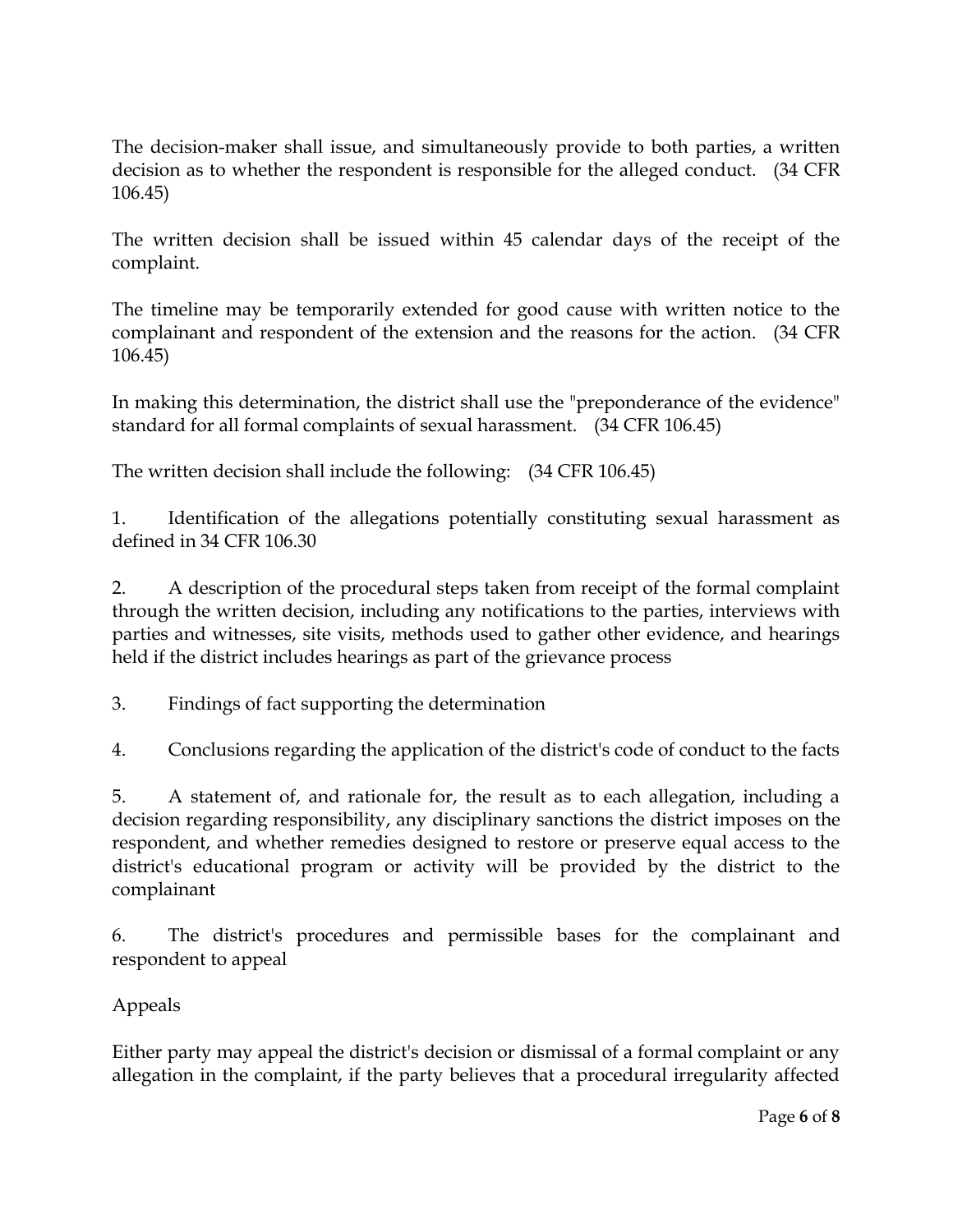The decision-maker shall issue, and simultaneously provide to both parties, a written decision as to whether the respondent is responsible for the alleged conduct. (34 CFR 106.45)

The written decision shall be issued within 45 calendar days of the receipt of the complaint.

The timeline may be temporarily extended for good cause with written notice to the complainant and respondent of the extension and the reasons for the action. (34 CFR 106.45)

In making this determination, the district shall use the "preponderance of the evidence" standard for all formal complaints of sexual harassment. (34 CFR 106.45)

The written decision shall include the following: (34 CFR 106.45)

1. Identification of the allegations potentially constituting sexual harassment as defined in 34 CFR 106.30

2. A description of the procedural steps taken from receipt of the formal complaint through the written decision, including any notifications to the parties, interviews with parties and witnesses, site visits, methods used to gather other evidence, and hearings held if the district includes hearings as part of the grievance process

3. Findings of fact supporting the determination

4. Conclusions regarding the application of the district's code of conduct to the facts

5. A statement of, and rationale for, the result as to each allegation, including a decision regarding responsibility, any disciplinary sanctions the district imposes on the respondent, and whether remedies designed to restore or preserve equal access to the district's educational program or activity will be provided by the district to the complainant

6. The district's procedures and permissible bases for the complainant and respondent to appeal

Appeals

Either party may appeal the district's decision or dismissal of a formal complaint or any allegation in the complaint, if the party believes that a procedural irregularity affected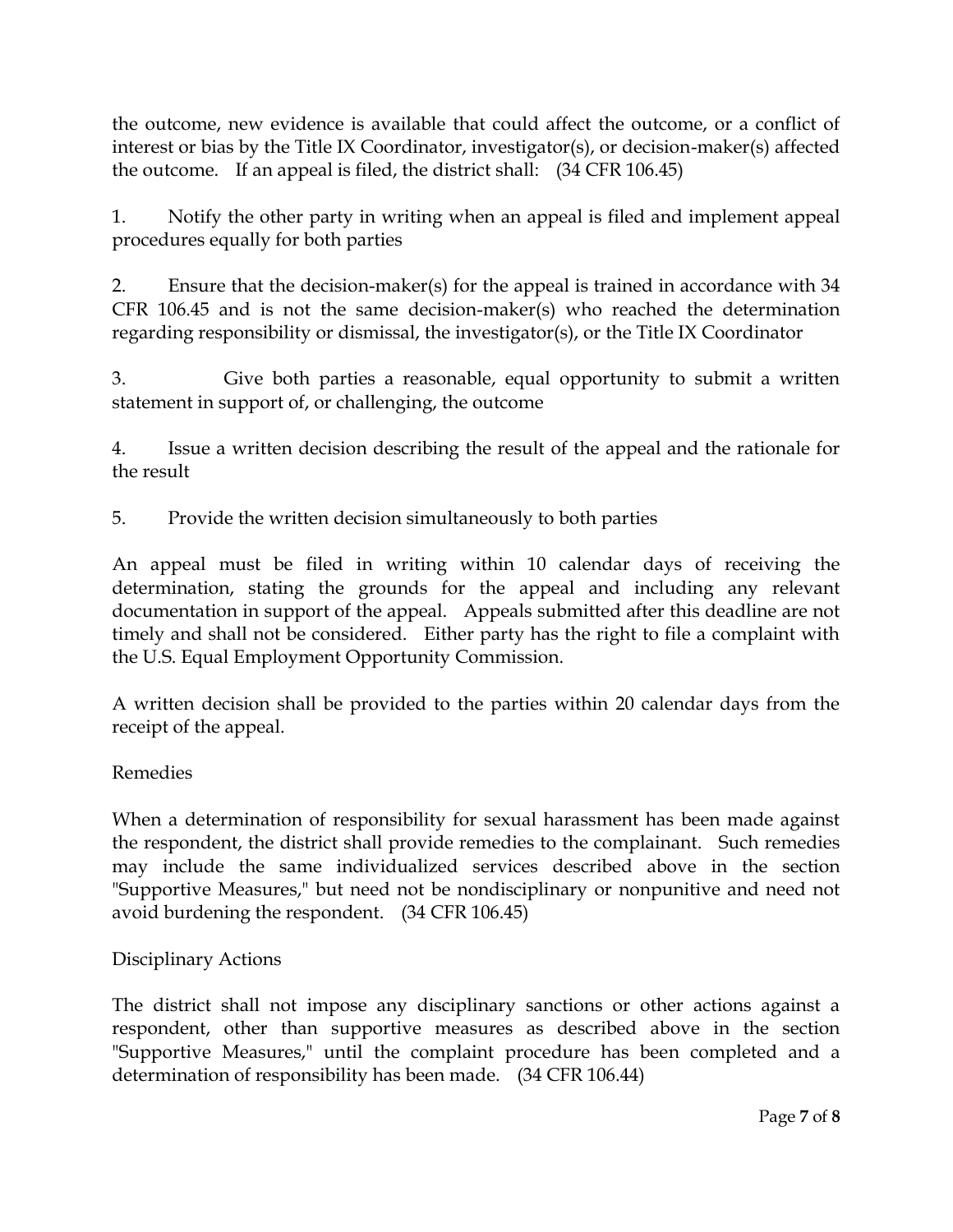the outcome, new evidence is available that could affect the outcome, or a conflict of interest or bias by the Title IX Coordinator, investigator(s), or decision-maker(s) affected the outcome. If an appeal is filed, the district shall: (34 CFR 106.45)

1. Notify the other party in writing when an appeal is filed and implement appeal procedures equally for both parties

2. Ensure that the decision-maker(s) for the appeal is trained in accordance with 34 CFR 106.45 and is not the same decision-maker(s) who reached the determination regarding responsibility or dismissal, the investigator(s), or the Title IX Coordinator

3. Give both parties a reasonable, equal opportunity to submit a written statement in support of, or challenging, the outcome

4. Issue a written decision describing the result of the appeal and the rationale for the result

5. Provide the written decision simultaneously to both parties

An appeal must be filed in writing within 10 calendar days of receiving the determination, stating the grounds for the appeal and including any relevant documentation in support of the appeal. Appeals submitted after this deadline are not timely and shall not be considered. Either party has the right to file a complaint with the U.S. Equal Employment Opportunity Commission.

A written decision shall be provided to the parties within 20 calendar days from the receipt of the appeal.

Remedies

When a determination of responsibility for sexual harassment has been made against the respondent, the district shall provide remedies to the complainant. Such remedies may include the same individualized services described above in the section "Supportive Measures," but need not be nondisciplinary or nonpunitive and need not avoid burdening the respondent. (34 CFR 106.45)

Disciplinary Actions

The district shall not impose any disciplinary sanctions or other actions against a respondent, other than supportive measures as described above in the section "Supportive Measures," until the complaint procedure has been completed and a determination of responsibility has been made. (34 CFR 106.44)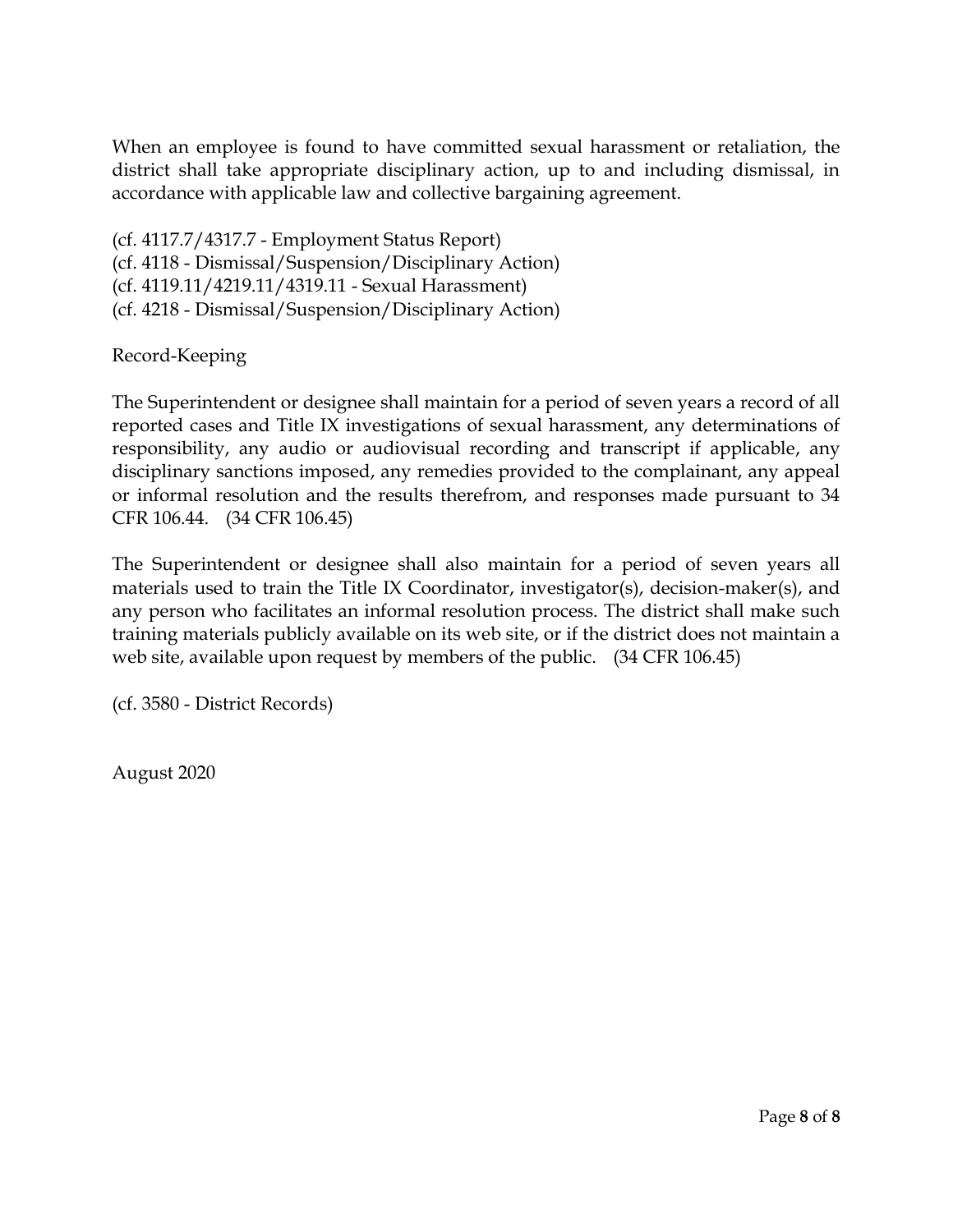When an employee is found to have committed sexual harassment or retaliation, the district shall take appropriate disciplinary action, up to and including dismissal, in accordance with applicable law and collective bargaining agreement.

(cf. 4117.7/4317.7 - Employment Status Report)
(cf. 4118 - Dismissal/Suspension/Disciplinary Action)
(cf. 4119.11/4219.11/4319.11 - Sexual Harassment)
(cf. 4218 - Dismissal/Suspension/Disciplinary Action)

Record-Keeping

The Superintendent or designee shall maintain for a period of seven years a record of all reported cases and Title IX investigations of sexual harassment, any determinations of responsibility, any audio or audiovisual recording and transcript if applicable, any disciplinary sanctions imposed, any remedies provided to the complainant, any appeal or informal resolution and the results therefrom, and responses made pursuant to 34 CFR 106.44. (34 CFR 106.45)

The Superintendent or designee shall also maintain for a period of seven years all materials used to train the Title IX Coordinator, investigator(s), decision-maker(s), and any person who facilitates an informal resolution process. The district shall make such training materials publicly available on its web site, or if the district does not maintain a web site, available upon request by members of the public. (34 CFR 106.45)

(cf. 3580 - District Records)

August 2020